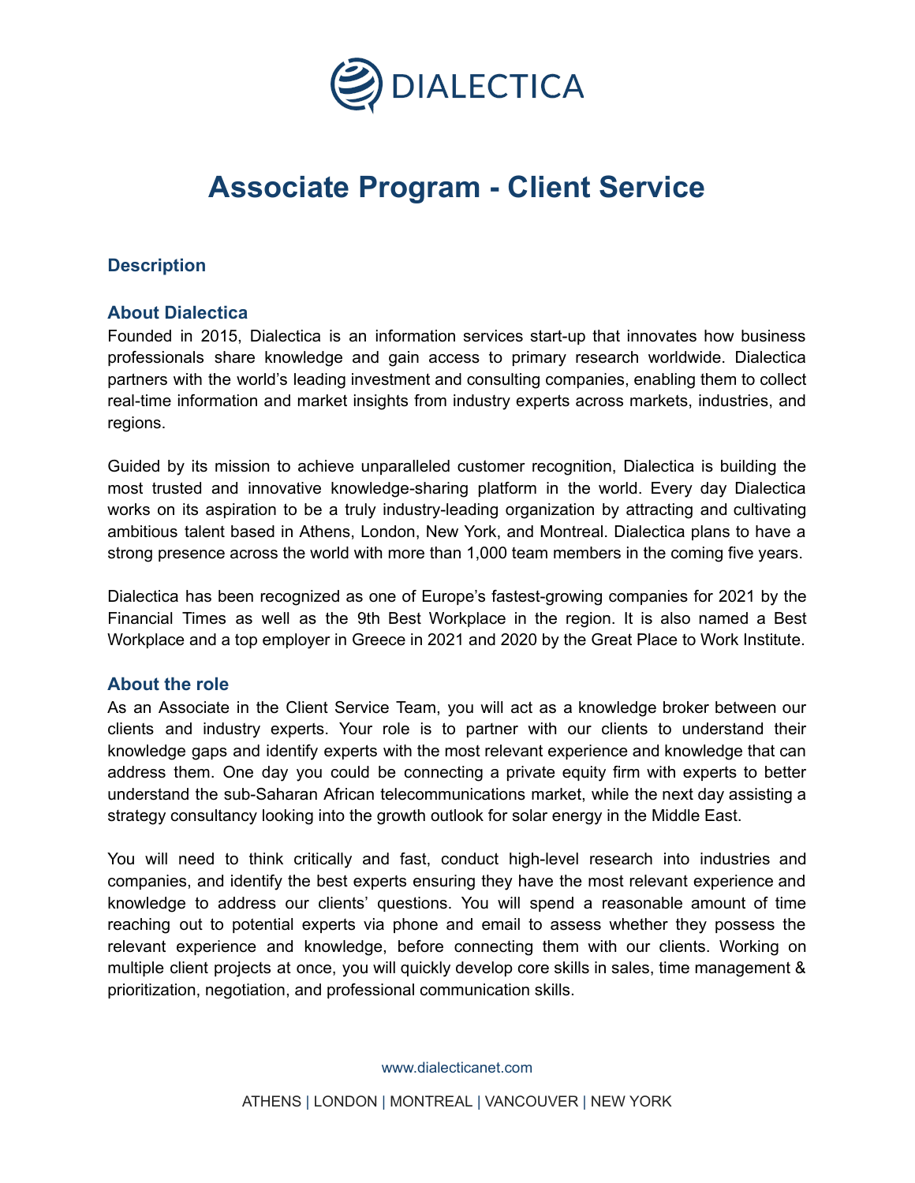DIALECTICA

# Associate Program - Client Service

## Description

### About Dialectica

Founded in 2015, Dialectica is an information services start-up that innovates how business professionals share knowledge and gain access to primary research worldwide. Dialectica partners with the world's leading investment and consulting companies, enabling them to collect real-time information and market insights from industry experts across markets, industries, and regions.

Guided by its mission to achieve unparalleled customer recognition, Dialectica is building the most trusted and innovative knowledge-sharing platform in the world. Every day Dialectica works on its aspiration to be a truly industry-leading organization by attracting and cultivating ambitious talent based in Athens, London, New York, and Montreal. Dialectica plans to have a strong presence across the world with more than 1,000 team members in the coming five years.

Dialectica has been recognized as one of Europe's fastest-growing companies for 2021 by the Financial Times as well as the 9th Best Workplace in the region. It is also named a Best Workplace and a top employer in Greece in 2021 and 2020 by the Great Place to Work Institute.

### About the role

As an Associate in the Client Service Team, you will act as a knowledge broker between our clients and industry experts. Your role is to partner with our clients to understand their knowledge gaps and identify experts with the most relevant experience and knowledge that can address them. One day you could be connecting a private equity firm with experts to better understand the sub-Saharan African telecommunications market, while the next day assisting a strategy consultancy looking into the growth outlook for solar energy in the Middle East.

You will need to think critically and fast, conduct high-level research into industries and companies, and identify the best experts ensuring they have the most relevant experience and knowledge to address our clients' questions. You will spend a reasonable amount of time reaching out to potential experts via phone and email to assess whether they possess the relevant experience and knowledge, before connecting them with our clients. Working on multiple client projects at once, you will quickly develop core skills in sales, time management & prioritization, negotiation, and professional communication skills.

www.dialecticanet.com

ATHENS | LONDON | MONTREAL | VANCOUVER | NEW YORK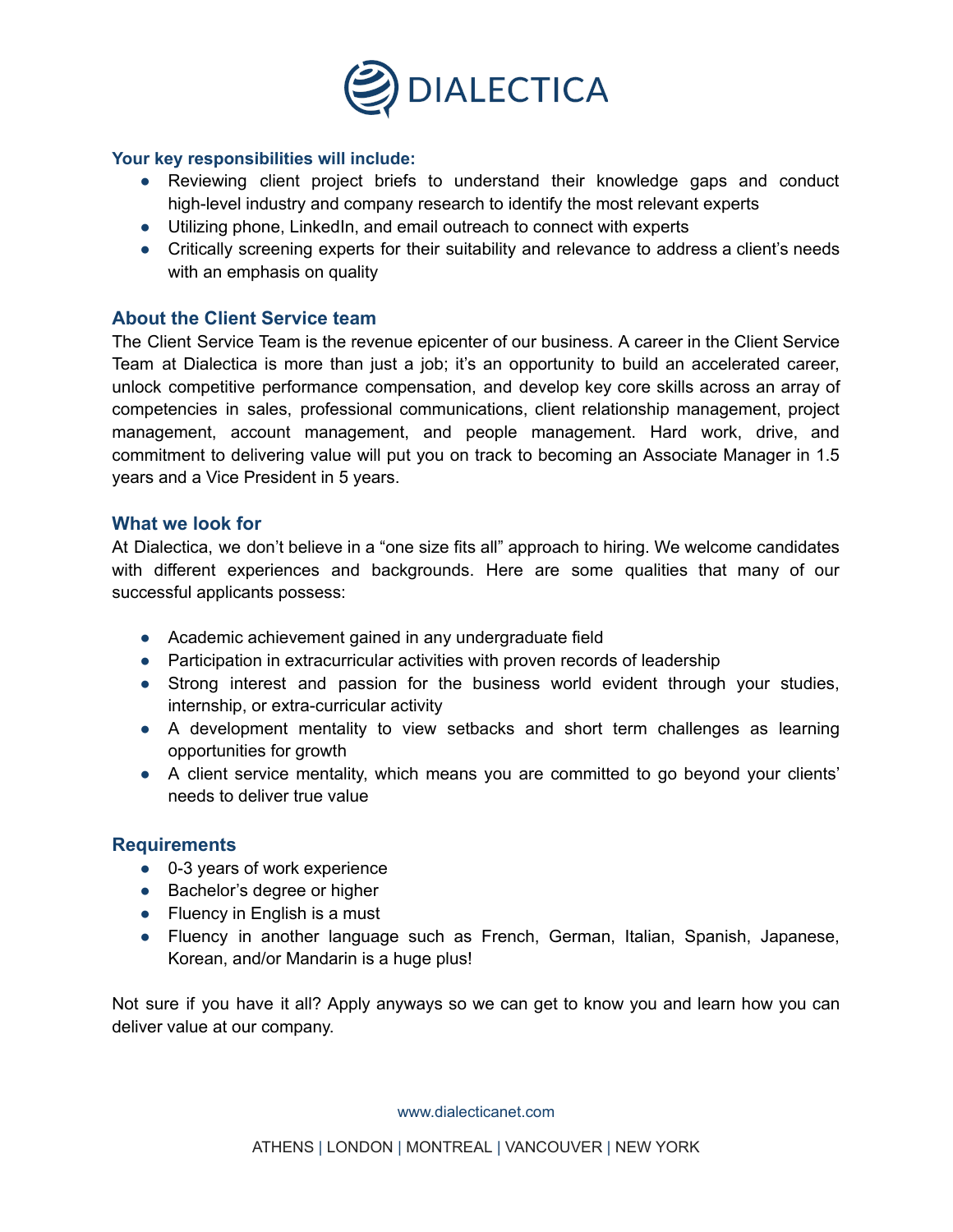### Your key responsibilities will include:

- Reviewing client project briefs to understand their knowledge gaps and conduct high-level industry and company research to identify the most relevant experts
- Utilizing phone, LinkedIn, and email outreach to connect with experts
- Critically screening experts for their suitability and relevance to address a client's needs with an emphasis on quality

## About the Client Service team

The Client Service Team is the revenue epicenter of our business. A career in the Client Service Team at Dialectica is more than just a job; it's an opportunity to build an accelerated career, unlock competitive performance compensation, and develop key core skills across an array of competencies in sales, professional communications, client relationship management, project management, account management, and people management. Hard work, drive, and commitment to delivering value will put you on track to becoming an Associate Manager in 1.5 years and a Vice President in 5 years.

## What we look for

At Dialectica, we don't believe in a "one size fits all" approach to hiring. We welcome candidates with different experiences and backgrounds. Here are some qualities that many of our successful applicants possess:

- Academic achievement gained in any undergraduate field
- Participation in extracurricular activities with proven records of leadership
- Strong interest and passion for the business world evident through your studies, internship, or extra-curricular activity
- A development mentality to view setbacks and short term challenges as learning opportunities for growth
- A client service mentality, which means you are committed to go beyond your clients' needs to deliver true value

## Requirements

- 0-3 years of work experience
- Bachelor's degree or higher
- Fluency in English is a must
- Fluency in another language such as French, German, Italian, Spanish, Japanese, Korean, and/or Mandarin is a huge plus!

Not sure if you have it all? Apply anyways so we can get to know you and learn how you can deliver value at our company.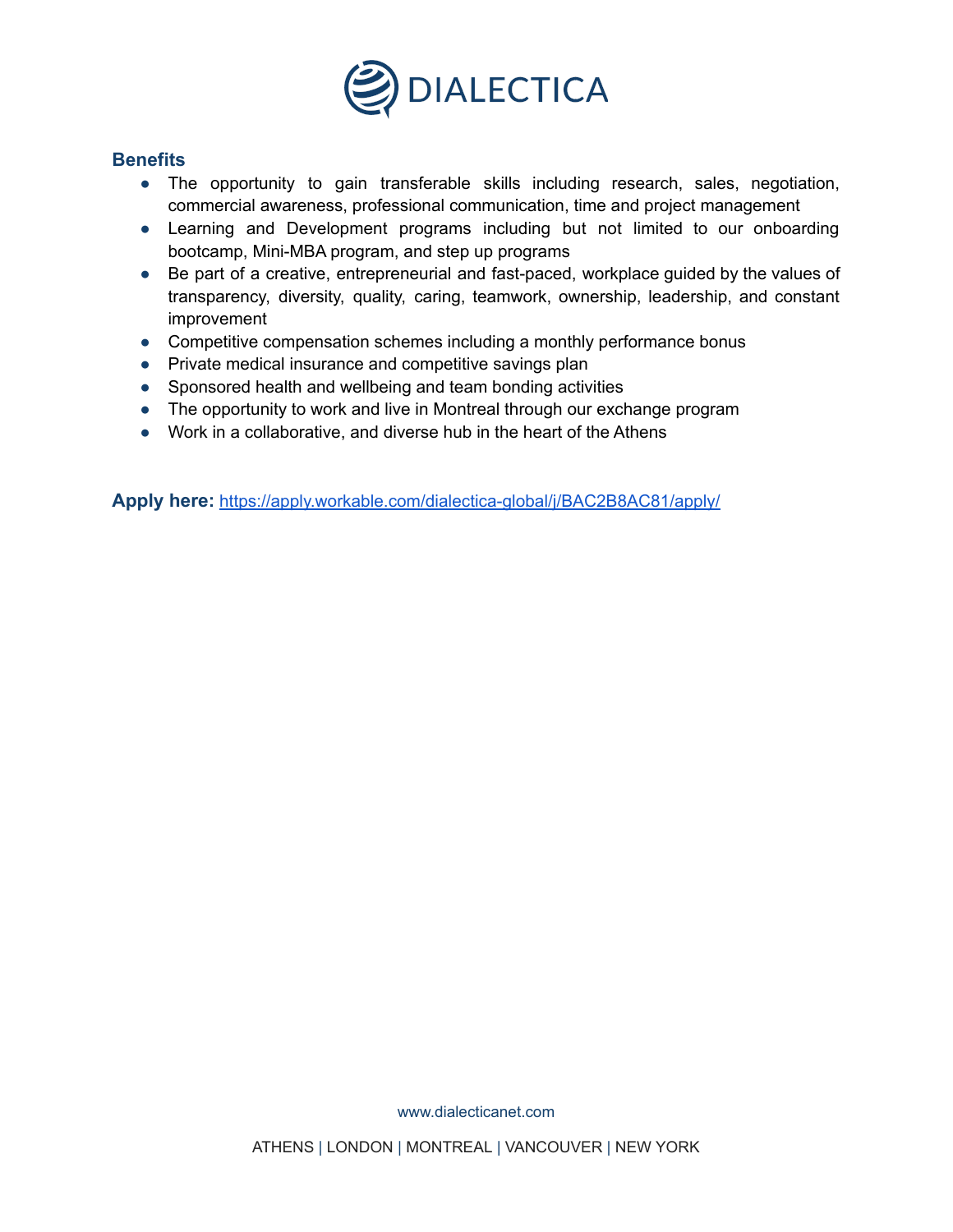## Benefits

- The opportunity to gain transferable skills including research, sales, negotiation, commercial awareness, professional communication, time and project management
- Learning and Development programs including but not limited to our onboarding bootcamp, Mini-MBA program, and step up programs
- Be part of a creative, entrepreneurial and fast-paced, workplace guided by the values of transparency, diversity, quality, caring, teamwork, ownership, leadership, and constant improvement
- Competitive compensation schemes including a monthly performance bonus
- Private medical insurance and competitive savings plan
- Sponsored health and wellbeing and team bonding activities
- The opportunity to work and live in Montreal through our exchange program
- Work in a collaborative, and diverse hub in the heart of the Athens

**Apply here:** https://apply.workable.com/dialectica-global/j/BAC2B8AC81/apply/